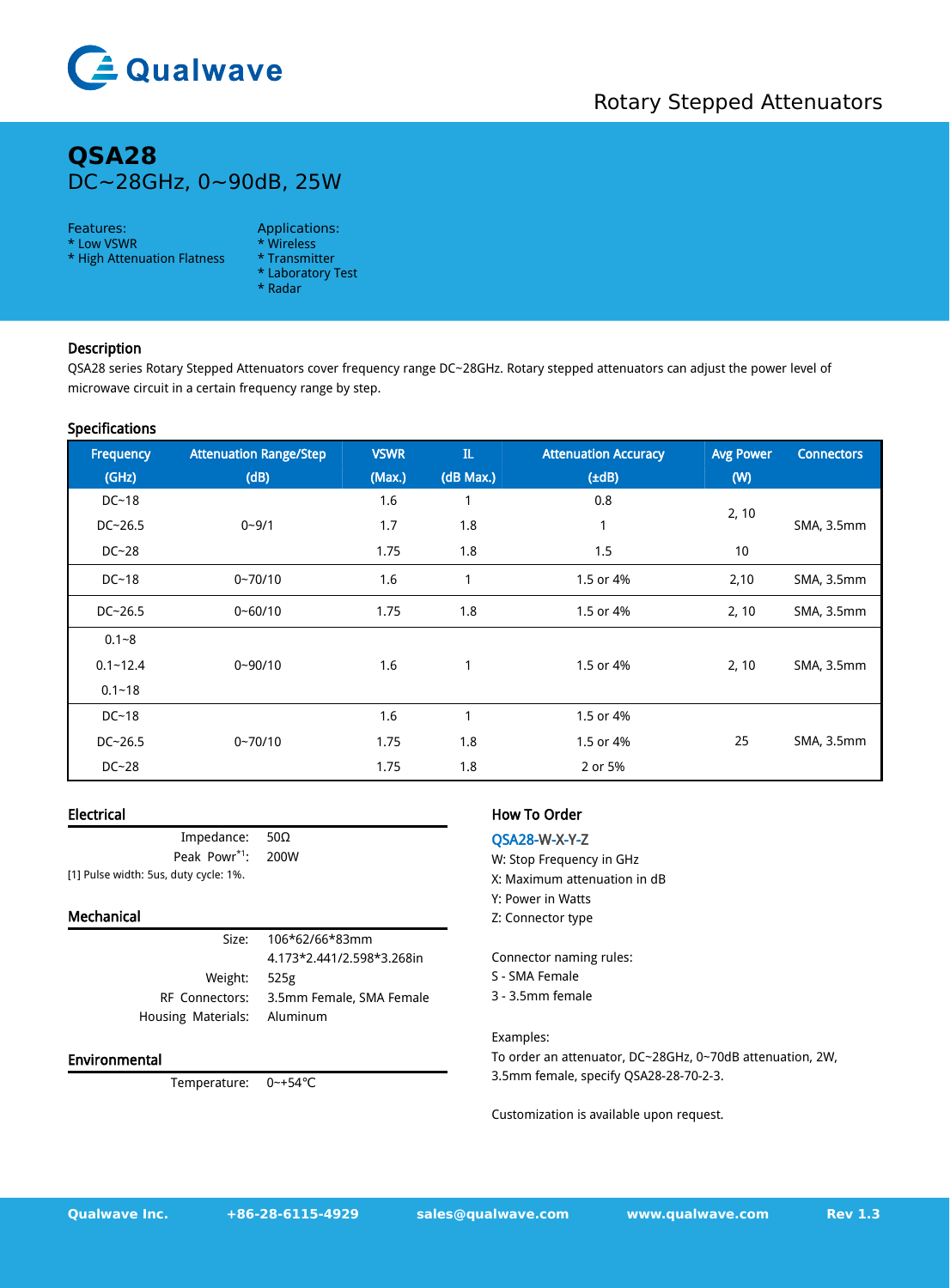# Qualwave

Rotary Stepped Attenuators

# QSA28

DC~28GHz, 0~90dB, 25W

Features:
* Low VSWR
* High Attenuation Flatness

Applications:
* Wireless
* Transmitter
* Laboratory Test
* Radar

## Description

QSA28 series Rotary Stepped Attenuators cover frequency range DC~28GHz. Rotary stepped attenuators can adjust the power level of microwave circuit in a certain frequency range by step.

## Specifications

| Frequency (GHz) | Attenuation Range/Step (dB) | VSWR (Max.) | IL (dB Max.) | Attenuation Accuracy (±dB) | Avg Power (W) | Connectors |
|---|---|---|---|---|---|---|
| DC~18 | 0~9/1 | 1.6 | 1 | 0.8 | 2, 10 | SMA, 3.5mm |
| DC~26.5 | | 1.7 | 1.8 | 1 | | |
| DC~28 | | 1.75 | 1.8 | 1.5 | 10 | |
| DC~18 | 0~70/10 | 1.6 | 1 | 1.5 or 4% | 2,10 | SMA, 3.5mm |
| DC~26.5 | 0~60/10 | 1.75 | 1.8 | 1.5 or 4% | 2, 10 | SMA, 3.5mm |
| 0.1~8 | 0~90/10 | 1.6 | 1 | 1.5 or 4% | 2, 10 | SMA, 3.5mm |
| 0.1~12.4 | | | | | | |
| 0.1~18 | | | | | | |
| DC~18 | 0~70/10 | 1.6 | 1 | 1.5 or 4% | 25 | SMA, 3.5mm |
| DC~26.5 | | 1.75 | 1.8 | 1.5 or 4% | | |
| DC~28 | | 1.75 | 1.8 | 2 or 5% | | |

## Electrical

| | |
|---|---|
| Impedance: | 50Ω |
| Peak Powr[*1]: | 200W |

[1] Pulse width: 5us, duty cycle: 1%.

## Mechanical

| | |
|---|---|
| Size: | 106*62/66*83mm<br>4.173*2.441/2.598*3.268in |
| Weight: | 525g |
| RF Connectors: | 3.5mm Female, SMA Female |
| Housing Materials: | Aluminum |

## Environmental

| | |
|---|---|
| Temperature: | 0~+54℃ |

## How To Order

QSA28-W-X-Y-Z

W: Stop Frequency in GHz
X: Maximum attenuation in dB
Y: Power in Watts
Z: Connector type

Connector naming rules:
S - SMA Female
3 - 3.5mm female

Examples:
To order an attenuator, DC~28GHz, 0~70dB attenuation, 2W, 3.5mm female, specify QSA28-28-70-2-3.

Customization is available upon request.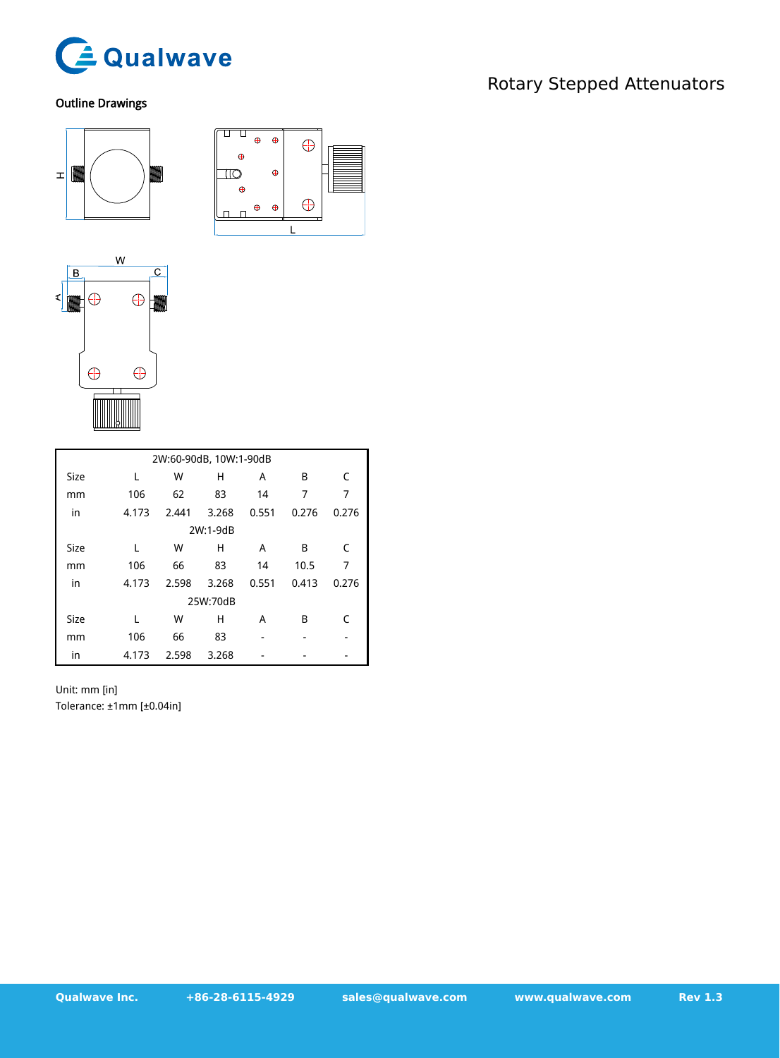## Outline Drawings

H

L

W

B

C

A

| 2W:60-90dB, 10W:1-90dB | | | | | | |
|---|---|---|---|---|---|---|
| Size | L | W | H | A | B | C |
| mm | 106 | 62 | 83 | 14 | 7 | 7 |
| in | 4.173 | 2.441 | 3.268 | 0.551 | 0.276 | 0.276 |
| 2W:1-9dB | | | | | | |
| Size | L | W | H | A | B | C |
| mm | 106 | 66 | 83 | 14 | 10.5 | 7 |
| in | 4.173 | 2.598 | 3.268 | 0.551 | 0.413 | 0.276 |
| 25W:70dB | | | | | | |
| Size | L | W | H | A | B | C |
| mm | 106 | 66 | 83 | - | - | - |
| in | 4.173 | 2.598 | 3.268 | - | - | - |

Unit: mm [in]

Tolerance: ±1mm [±0.04in]